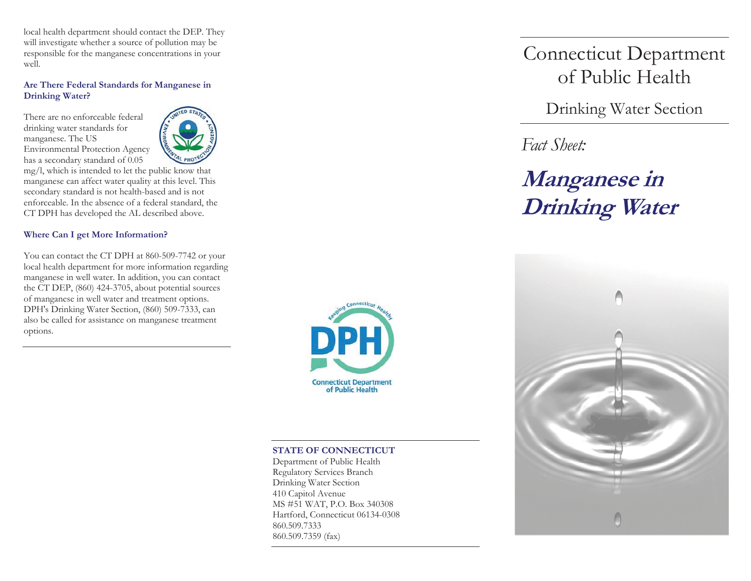local health department should contact the DEP. They will investigate whether a source of pollution may be responsible for the manganese concentrations in your well.

### Are There Federal Standards for Manganese in Drinking Water?

There are no enforceable federal drinking water standards for manganese. The US Environmental Protection Agency has a secondary standard of 0.05 mg/l, which is intended to let the public know that manganese can affect water quality at this level. This secondary standard is not health-based and is not enforceable. In the absence of a federal standard, the CT DPH has developed the AL described above.

### Where Can I get More Information?

You can contact the CT DPH at 860-509-7742 or your local health department for more information regarding manganese in well water. In addition, you can contact the CT DEP, (860) 424-3705, about potential sources of manganese in well water and treatment options. DPH's Drinking Water Section, (860) 509-7333, can also be called for assistance on manganese treatment options.

Keeping Connecticut Healthy

DPH

Connecticut Department of Public Health

**STATE OF CONNECTICUT**
Department of Public Health
Regulatory Services Branch
Drinking Water Section
410 Capitol Avenue
MS #51 WAT, P.O. Box 340308
Hartford, Connecticut 06134-0308
860.509.7333
860.509.7359 (fax)

# Connecticut Department of Public Health

## Drinking Water Section

*Fact Sheet:*

# ***Manganese in Drinking Water***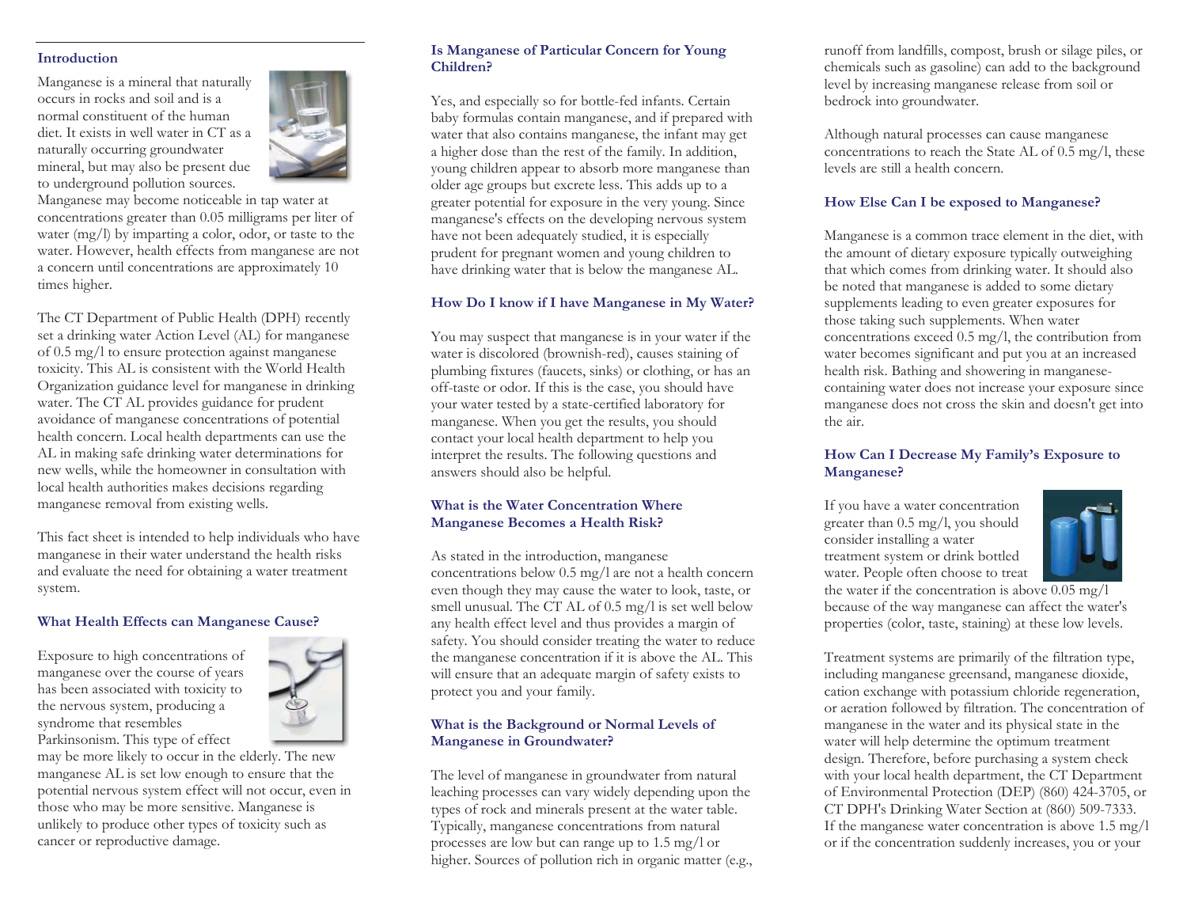## Introduction

Manganese is a mineral that naturally occurs in rocks and soil and is a normal constituent of the human diet. It exists in well water in CT as a naturally occurring groundwater mineral, but may also be present due to underground pollution sources. Manganese may become noticeable in tap water at concentrations greater than 0.05 milligrams per liter of water (mg/l) by imparting a color, odor, or taste to the water. However, health effects from manganese are not a concern until concentrations are approximately 10 times higher.

The CT Department of Public Health (DPH) recently set a drinking water Action Level (AL) for manganese of 0.5 mg/l to ensure protection against manganese toxicity. This AL is consistent with the World Health Organization guidance level for manganese in drinking water. The CT AL provides guidance for prudent avoidance of manganese concentrations of potential health concern. Local health departments can use the AL in making safe drinking water determinations for new wells, while the homeowner in consultation with local health authorities makes decisions regarding manganese removal from existing wells.

This fact sheet is intended to help individuals who have manganese in their water understand the health risks and evaluate the need for obtaining a water treatment system.

## What Health Effects can Manganese Cause?

Exposure to high concentrations of manganese over the course of years has been associated with toxicity to the nervous system, producing a syndrome that resembles Parkinsonism. This type of effect may be more likely to occur in the elderly. The new manganese AL is set low enough to ensure that the potential nervous system effect will not occur, even in those who may be more sensitive. Manganese is unlikely to produce other types of toxicity such as cancer or reproductive damage.

## Is Manganese of Particular Concern for Young Children?

Yes, and especially so for bottle-fed infants. Certain baby formulas contain manganese, and if prepared with water that also contains manganese, the infant may get a higher dose than the rest of the family. In addition, young children appear to absorb more manganese than older age groups but excrete less. This adds up to a greater potential for exposure in the very young. Since manganese's effects on the developing nervous system have not been adequately studied, it is especially prudent for pregnant women and young children to have drinking water that is below the manganese AL.

## How Do I know if I have Manganese in My Water?

You may suspect that manganese is in your water if the water is discolored (brownish-red), causes staining of plumbing fixtures (faucets, sinks) or clothing, or has an off-taste or odor. If this is the case, you should have your water tested by a state-certified laboratory for manganese. When you get the results, you should contact your local health department to help you interpret the results. The following questions and answers should also be helpful.

## What is the Water Concentration Where Manganese Becomes a Health Risk?

As stated in the introduction, manganese concentrations below 0.5 mg/l are not a health concern even though they may cause the water to look, taste, or smell unusual. The CT AL of 0.5 mg/l is set well below any health effect level and thus provides a margin of safety. You should consider treating the water to reduce the manganese concentration if it is above the AL. This will ensure that an adequate margin of safety exists to protect you and your family.

## What is the Background or Normal Levels of Manganese in Groundwater?

The level of manganese in groundwater from natural leaching processes can vary widely depending upon the types of rock and minerals present at the water table. Typically, manganese concentrations from natural processes are low but can range up to 1.5 mg/l or higher. Sources of pollution rich in organic matter (e.g., runoff from landfills, compost, brush or silage piles, or chemicals such as gasoline) can add to the background level by increasing manganese release from soil or bedrock into groundwater.

Although natural processes can cause manganese concentrations to reach the State AL of 0.5 mg/l, these levels are still a health concern.

## How Else Can I be exposed to Manganese?

Manganese is a common trace element in the diet, with the amount of dietary exposure typically outweighing that which comes from drinking water. It should also be noted that manganese is added to some dietary supplements leading to even greater exposures for those taking such supplements. When water concentrations exceed 0.5 mg/l, the contribution from water becomes significant and put you at an increased health risk. Bathing and showering in manganese-containing water does not increase your exposure since manganese does not cross the skin and doesn't get into the air.

## How Can I Decrease My Family's Exposure to Manganese?

If you have a water concentration greater than 0.5 mg/l, you should consider installing a water treatment system or drink bottled water. People often choose to treat the water if the concentration is above 0.05 mg/l because of the way manganese can affect the water's properties (color, taste, staining) at these low levels.

Treatment systems are primarily of the filtration type, including manganese greensand, manganese dioxide, cation exchange with potassium chloride regeneration, or aeration followed by filtration. The concentration of manganese in the water and its physical state in the water will help determine the optimum treatment design. Therefore, before purchasing a system check with your local health department, the CT Department of Environmental Protection (DEP) (860) 424-3705, or CT DPH's Drinking Water Section at (860) 509-7333. If the manganese water concentration is above 1.5 mg/l or if the concentration suddenly increases, you or your